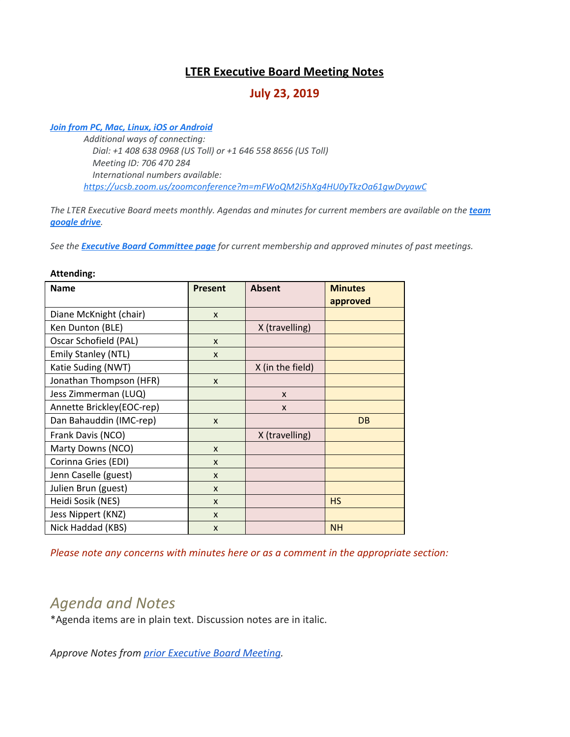# LTER Executive Board Meeting Notes

## July 23, 2019

***Join from PC, Mac, Linux, iOS or Android***

*Additional ways of connecting:*

*Dial: +1 408 638 0968 (US Toll) or +1 646 558 8656 (US Toll)*

*Meeting ID: 706 470 284*

*International numbers available:*

*https://ucsb.zoom.us/zoomconference?m=mFWoQM2i5hXg4HU0yTkzOa61gwDvyawC*

*The LTER Executive Board meets monthly. Agendas and minutes for current members are available on the **team google drive**.*

*See the **Executive Board Committee page** for current membership and approved minutes of past meetings.*

**Attending:**

| Name | Present | Absent | Minutes approved |
|---|---|---|---|
| Diane McKnight (chair) | x | | |
| Ken Dunton (BLE) | | X (travelling) | |
| Oscar Schofield (PAL) | x | | |
| Emily Stanley (NTL) | x | | |
| Katie Suding (NWT) | | X (in the field) | |
| Jonathan Thompson (HFR) | x | | |
| Jess Zimmerman (LUQ) | | x | |
| Annette Brickley(EOC-rep) | | x | |
| Dan Bahauddin (IMC-rep) | x | | DB |
| Frank Davis (NCO) | | X (travelling) | |
| Marty Downs (NCO) | x | | |
| Corinna Gries (EDI) | x | | |
| Jenn Caselle (guest) | x | | |
| Julien Brun (guest) | x | | |
| Heidi Sosik (NES) | x | | HS |
| Jess Nippert (KNZ) | x | | |
| Nick Haddad (KBS) | x | | NH |

*Please note any concerns with minutes here or as a comment in the appropriate section:*

# *Agenda and Notes*

*Agenda items are in plain text. Discussion notes are in italic.

*Approve Notes from prior Executive Board Meeting.*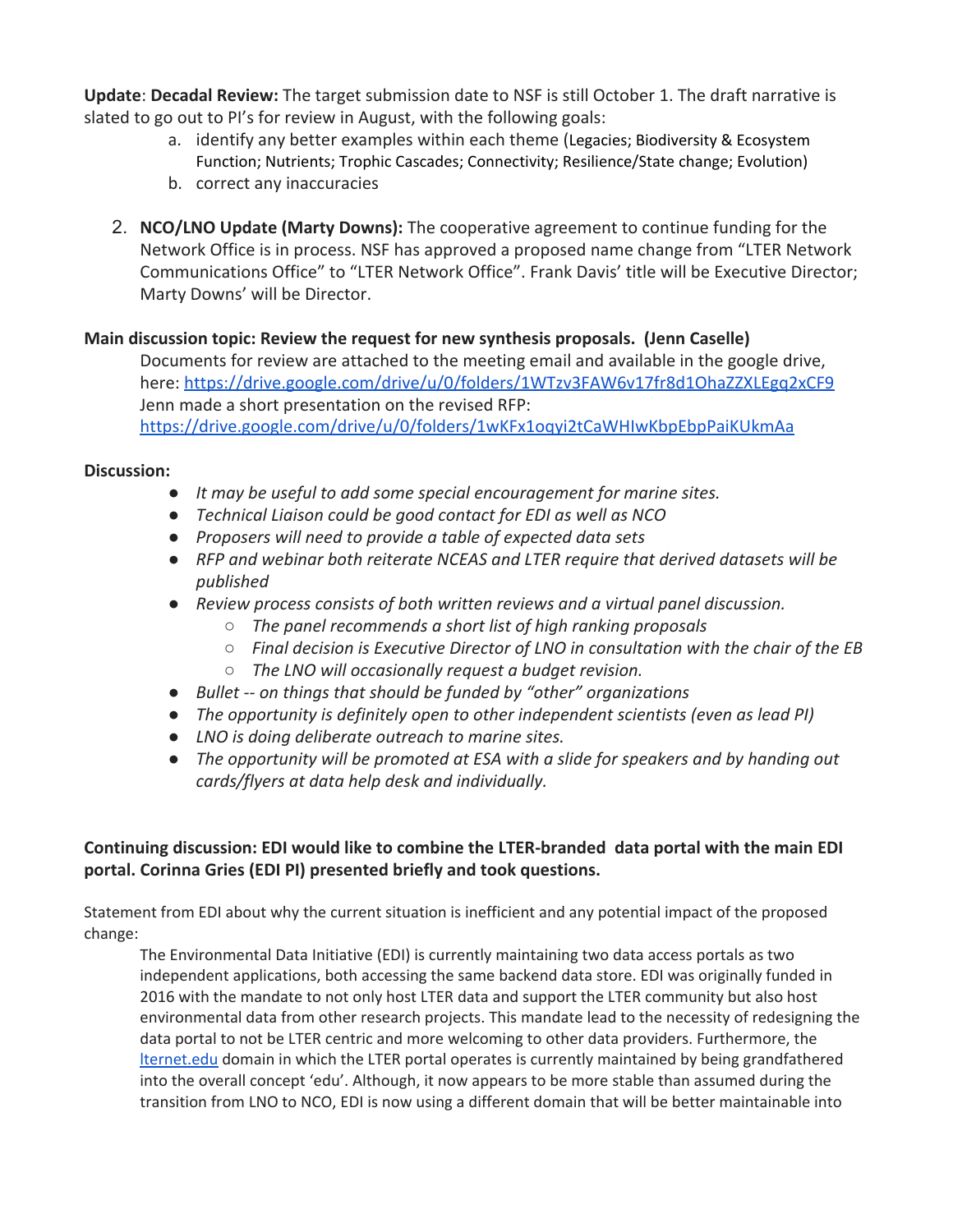**Update**: **Decadal Review:** The target submission date to NSF is still October 1. The draft narrative is slated to go out to PI's for review in August, with the following goals:

a. identify any better examples within each theme (Legacies; Biodiversity & Ecosystem Function; Nutrients; Trophic Cascades; Connectivity; Resilience/State change; Evolution)
b. correct any inaccuracies

2. **NCO/LNO Update (Marty Downs):** The cooperative agreement to continue funding for the Network Office is in process. NSF has approved a proposed name change from "LTER Network Communications Office" to "LTER Network Office". Frank Davis' title will be Executive Director; Marty Downs' will be Director.

**Main discussion topic: Review the request for new synthesis proposals. (Jenn Caselle)**

Documents for review are attached to the meeting email and available in the google drive, here: https://drive.google.com/drive/u/0/folders/1WTzv3FAW6v17fr8d1OhaZZXLEgq2xCF9
Jenn made a short presentation on the revised RFP: https://drive.google.com/drive/u/0/folders/1wKFx1oqyi2tCaWHIwKbpEbpPaiKUkmAa

**Discussion:**

- *It may be useful to add some special encouragement for marine sites.*
- *Technical Liaison could be good contact for EDI as well as NCO*
- *Proposers will need to provide a table of expected data sets*
- *RFP and webinar both reiterate NCEAS and LTER require that derived datasets will be published*
- *Review process consists of both written reviews and a virtual panel discussion.*
  - *The panel recommends a short list of high ranking proposals*
  - *Final decision is Executive Director of LNO in consultation with the chair of the EB*
  - *The LNO will occasionally request a budget revision.*
- *Bullet -- on things that should be funded by "other" organizations*
- *The opportunity is definitely open to other independent scientists (even as lead PI)*
- *LNO is doing deliberate outreach to marine sites.*
- *The opportunity will be promoted at ESA with a slide for speakers and by handing out cards/flyers at data help desk and individually.*

**Continuing discussion: EDI would like to combine the LTER-branded data portal with the main EDI portal. Corinna Gries (EDI PI) presented briefly and took questions.**

Statement from EDI about why the current situation is inefficient and any potential impact of the proposed change:

> The Environmental Data Initiative (EDI) is currently maintaining two data access portals as two independent applications, both accessing the same backend data store. EDI was originally funded in 2016 with the mandate to not only host LTER data and support the LTER community but also host environmental data from other research projects. This mandate lead to the necessity of redesigning the data portal to not be LTER centric and more welcoming to other data providers. Furthermore, the lternet.edu domain in which the LTER portal operates is currently maintained by being grandfathered into the overall concept 'edu'. Although, it now appears to be more stable than assumed during the transition from LNO to NCO, EDI is now using a different domain that will be better maintainable into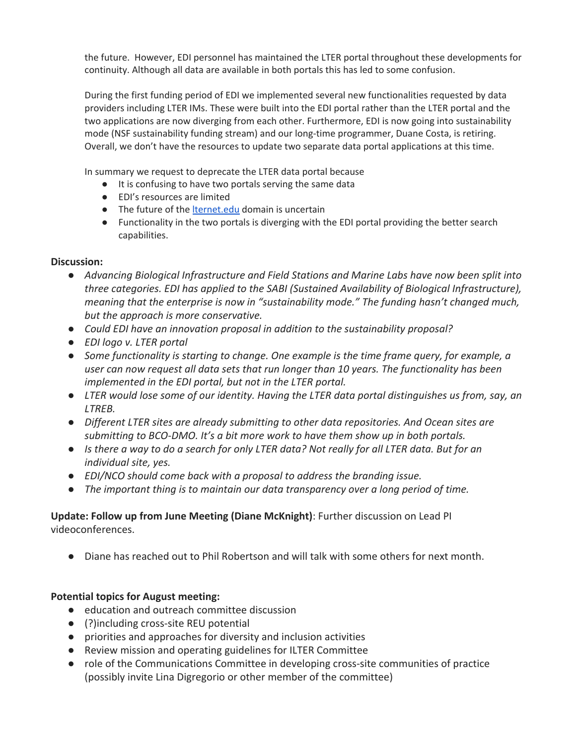the future. However, EDI personnel has maintained the LTER portal throughout these developments for continuity. Although all data are available in both portals this has led to some confusion.

During the first funding period of EDI we implemented several new functionalities requested by data providers including LTER IMs. These were built into the EDI portal rather than the LTER portal and the two applications are now diverging from each other. Furthermore, EDI is now going into sustainability mode (NSF sustainability funding stream) and our long-time programmer, Duane Costa, is retiring. Overall, we don't have the resources to update two separate data portal applications at this time.

In summary we request to deprecate the LTER data portal because

- It is confusing to have two portals serving the same data
- EDI's resources are limited
- The future of the lternet.edu domain is uncertain
- Functionality in the two portals is diverging with the EDI portal providing the better search capabilities.

**Discussion:**

- *Advancing Biological Infrastructure and Field Stations and Marine Labs have now been split into three categories. EDI has applied to the SABI (Sustained Availability of Biological Infrastructure), meaning that the enterprise is now in "sustainability mode." The funding hasn't changed much, but the approach is more conservative.*
- *Could EDI have an innovation proposal in addition to the sustainability proposal?*
- *EDI logo v. LTER portal*
- *Some functionality is starting to change. One example is the time frame query, for example, a user can now request all data sets that run longer than 10 years. The functionality has been implemented in the EDI portal, but not in the LTER portal.*
- *LTER would lose some of our identity. Having the LTER data portal distinguishes us from, say, an LTREB.*
- *Different LTER sites are already submitting to other data repositories. And Ocean sites are submitting to BCO-DMO. It's a bit more work to have them show up in both portals.*
- *Is there a way to do a search for only LTER data? Not really for all LTER data. But for an individual site, yes.*
- *EDI/NCO should come back with a proposal to address the branding issue.*
- *The important thing is to maintain our data transparency over a long period of time.*

**Update: Follow up from June Meeting (Diane McKnight)**: Further discussion on Lead PI videoconferences.

- Diane has reached out to Phil Robertson and will talk with some others for next month.

**Potential topics for August meeting:**

- education and outreach committee discussion
- (?)including cross-site REU potential
- priorities and approaches for diversity and inclusion activities
- Review mission and operating guidelines for ILTER Committee
- role of the Communications Committee in developing cross-site communities of practice (possibly invite Lina Digregorio or other member of the committee)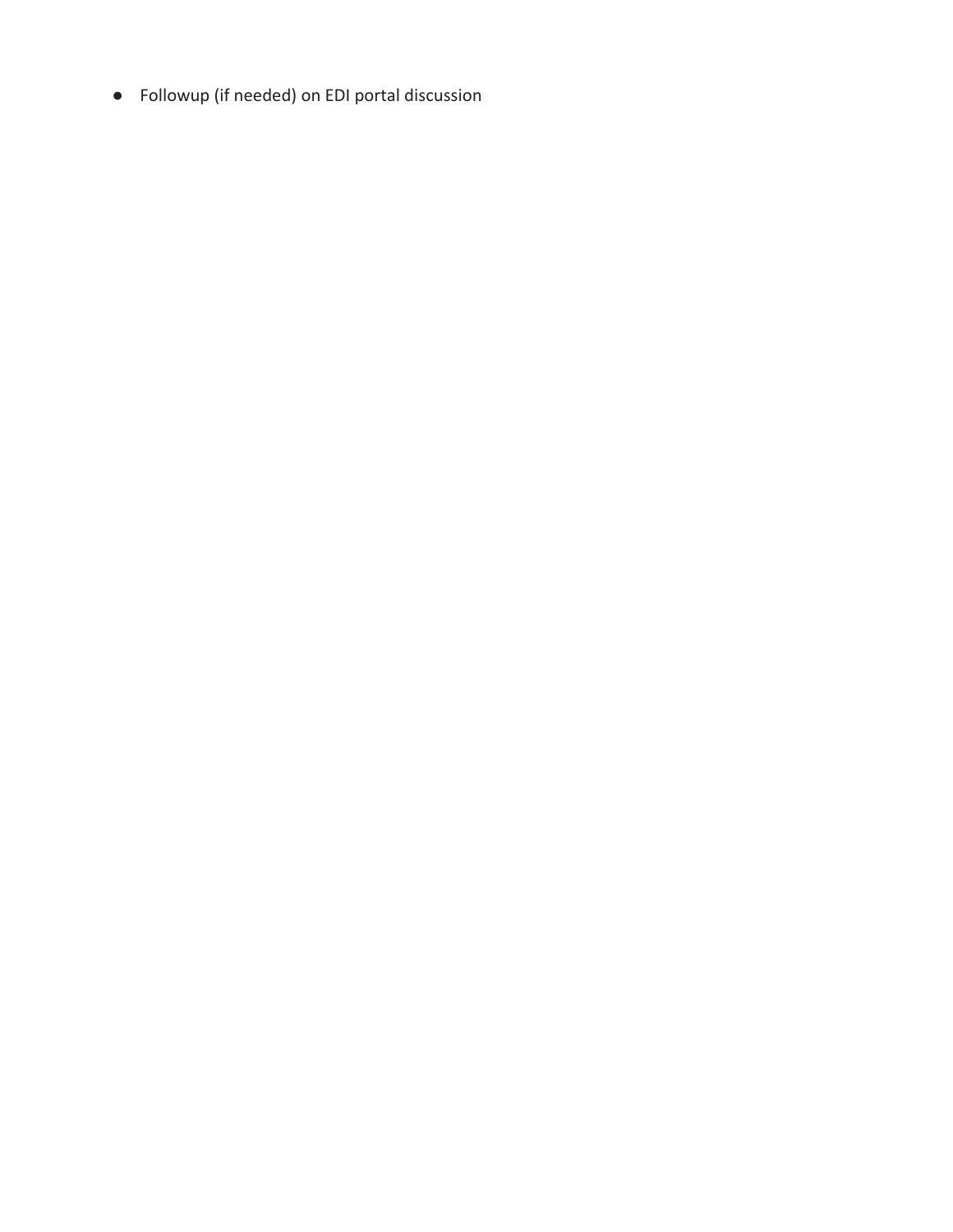- Followup (if needed) on EDI portal discussion